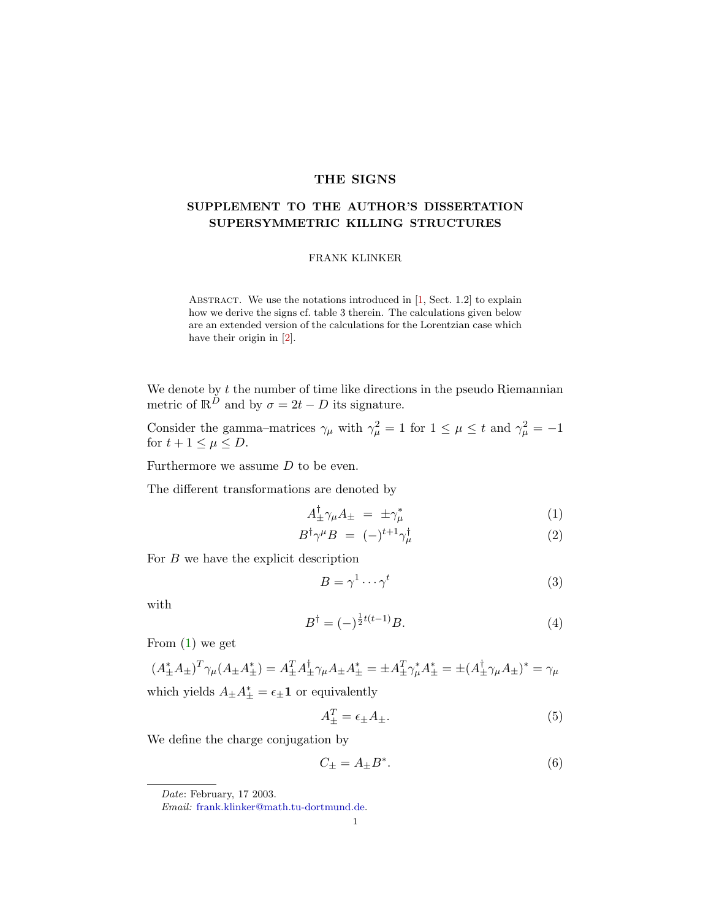# THE SIGNS

## SUPPLEMENT TO THE AUTHOR'S DISSERTATION SUPERSYMMETRIC KILLING STRUCTURES

FRANK KLINKER

Abstract. We use the notations introduced in [1, Sect. 1.2] to explain how we derive the signs cf. table 3 therein. The calculations given below are an extended version of the calculations for the Lorentzian case which have their origin in [2].

We denote by $t$ the number of time like directions in the pseudo Riemannian metric of $\mathbb{R}^D$ and by $\sigma = 2t - D$ its signature.

Consider the gamma–matrices $\gamma_\mu$ with $\gamma_\mu^2 = 1$ for $1 \le \mu \le t$ and $\gamma_\mu^2 = -1$ for $t+1 \le \mu \le D$.

Furthermore we assume $D$ to be even.

The different transformations are denoted by

$$A_\pm^\dagger \gamma_\mu A_\pm \;=\; \pm\gamma_\mu^* \tag{1}$$

$$B^\dagger \gamma^\mu B \;=\; (-)^{t+1}\gamma_\mu^\dagger \tag{2}$$

For $B$ we have the explicit description

$$B = \gamma^1 \cdots \gamma^t \tag{3}$$

with

$$B^\dagger = (-)^{\frac{1}{2}t(t-1)} B. \tag{4}$$

From (1) we get

$$(A_\pm^* A_\pm)^T \gamma_\mu (A_\pm A_\pm^*) = A_\pm^T A_\pm^\dagger \gamma_\mu A_\pm A_\pm^* = \pm A_\pm^T \gamma_\mu^* A_\pm^* = \pm(A_\pm^\dagger \gamma_\mu A_\pm)^* = \gamma_\mu$$

which yields $A_\pm A_\pm^* = \epsilon_\pm \mathbf{1}$ or equivalently

$$A_\pm^T = \epsilon_\pm A_\pm. \tag{5}$$

We define the charge conjugation by

$$C_\pm = A_\pm B^*. \tag{6}$$

*Date*: February, 17 2003.

*Email:* frank.klinker@math.tu-dortmund.de.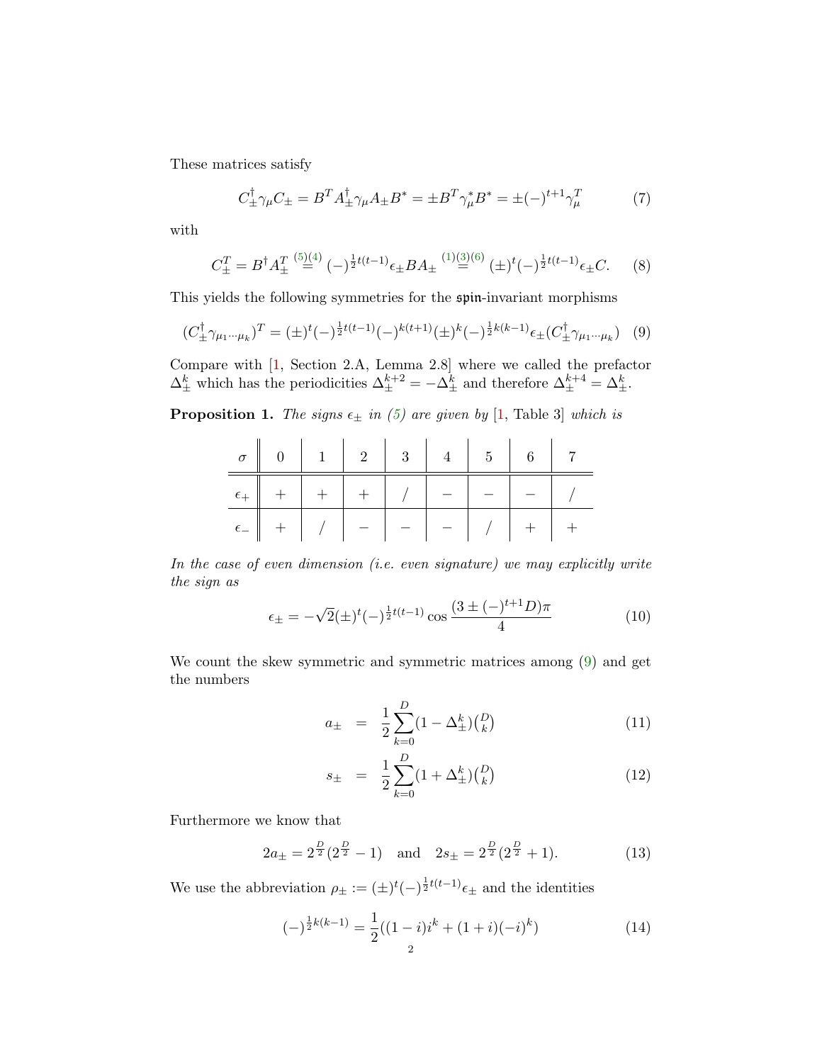These matrices satisfy

$$C_{\pm}^{\dagger}\gamma_{\mu}C_{\pm} = B^{T}A_{\pm}^{\dagger}\gamma_{\mu}A_{\pm}B^{*} = \pm B^{T}\gamma_{\mu}^{*}B^{*} = \pm(-)^{t+1}\gamma_{\mu}^{T} \tag{7}$$

with

$$C_{\pm}^{T} = B^{\dagger}A_{\pm}^{T} \overset{(5)(4)}{=} (-)^{\frac{1}{2}t(t-1)}\epsilon_{\pm}BA_{\pm} \overset{(1)(3)(6)}{=} (\pm)^{t}(-)^{\frac{1}{2}t(t-1)}\epsilon_{\pm}C. \tag{8}$$

This yields the following symmetries for the $\mathfrak{spin}$-invariant morphisms

$$(C_{\pm}^{\dagger}\gamma_{\mu_1\cdots\mu_k})^{T} = (\pm)^{t}(-)^{\frac{1}{2}t(t-1)}(-)^{k(t+1)}(\pm)^{k}(-)^{\frac{1}{2}k(k-1)}\epsilon_{\pm}(C_{\pm}^{\dagger}\gamma_{\mu_1\cdots\mu_k}) \tag{9}$$

Compare with [1, Section 2.A, Lemma 2.8] where we called the prefactor $\Delta_{\pm}^{k}$ which has the periodicities $\Delta_{\pm}^{k+2} = -\Delta_{\pm}^{k}$ and therefore $\Delta_{\pm}^{k+4} = \Delta_{\pm}^{k}$.

**Proposition 1.** *The signs $\epsilon_{\pm}$ in (5) are given by* [1, Table 3] *which is*

| $\sigma$ | 0 | 1 | 2 | 3 | 4 | 5 | 6 | 7 |
|---|---|---|---|---|---|---|---|---|
| $\epsilon_+$ | $+$ | $+$ | $+$ | / | $-$ | $-$ | $-$ | / |
| $\epsilon_-$ | $+$ | / | $-$ | $-$ | $-$ | / | $+$ | $+$ |

*In the case of even dimension (i.e. even signature) we may explicitly write the sign as*

$$\epsilon_{\pm} = -\sqrt{2}(\pm)^{t}(-)^{\frac{1}{2}t(t-1)}\cos\frac{(3 \pm (-)^{t+1}D)\pi}{4} \tag{10}$$

We count the skew symmetric and symmetric matrices among (9) and get the numbers

$$a_{\pm} = \frac{1}{2}\sum_{k=0}^{D}(1 - \Delta_{\pm}^{k})\binom{D}{k} \tag{11}$$

$$s_{\pm} = \frac{1}{2}\sum_{k=0}^{D}(1 + \Delta_{\pm}^{k})\binom{D}{k} \tag{12}$$

Furthermore we know that

$$2a_{\pm} = 2^{\frac{D}{2}}(2^{\frac{D}{2}} - 1) \quad \text{and} \quad 2s_{\pm} = 2^{\frac{D}{2}}(2^{\frac{D}{2}} + 1). \tag{13}$$

We use the abbreviation $\rho_{\pm} := (\pm)^{t}(-)^{\frac{1}{2}t(t-1)}\epsilon_{\pm}$ and the identities

$$(-)^{\frac{1}{2}k(k-1)} = \frac{1}{2}((1-i)i^{k} + (1+i)(-i)^{k}) \tag{14}$$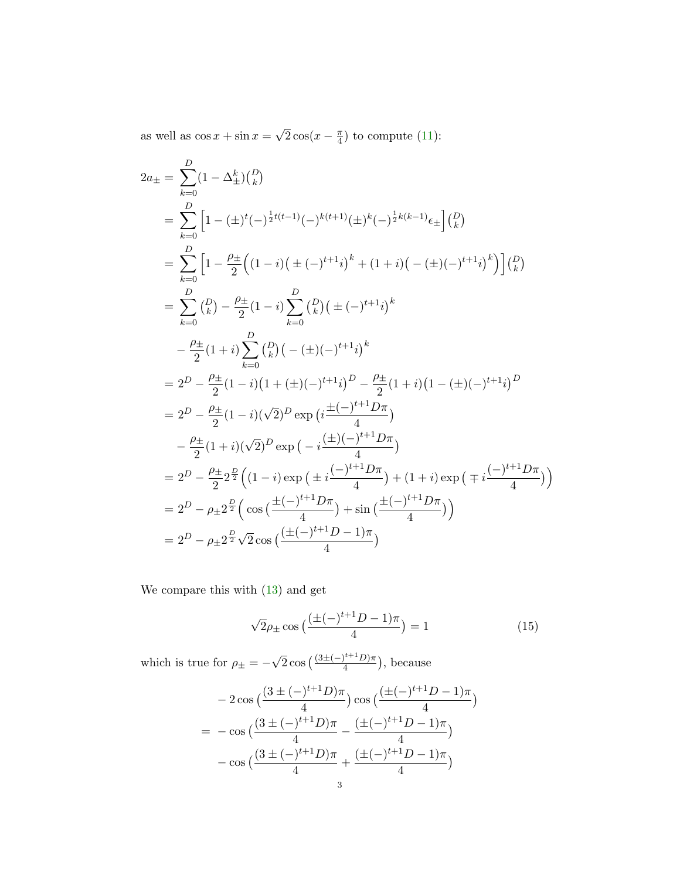as well as $\cos x + \sin x = \sqrt{2}\cos(x - \frac{\pi}{4})$ to compute (11):

$$
\begin{aligned}
2a_{\pm} =& \sum_{k=0}^{D}(1 - \Delta_{\pm}^{k})\binom{D}{k} \\
=& \sum_{k=0}^{D}\Big[1 - (\pm)^{t}(-)^{\frac{1}{2}t(t-1)}(-)^{k(t+1)}(\pm)^{k}(-)^{\frac{1}{2}k(k-1)}\epsilon_{\pm}\Big]\binom{D}{k} \\
=& \sum_{k=0}^{D}\Big[1 - \frac{\rho_{\pm}}{2}\Big((1-i)\big(\pm(-)^{t+1}i\big)^{k} + (1+i)\big(-(\pm)(-)^{t+1}i\big)^{k}\Big)\Big]\binom{D}{k} \\
=& \sum_{k=0}^{D}\binom{D}{k} - \frac{\rho_{\pm}}{2}(1-i)\sum_{k=0}^{D}\binom{D}{k}\big(\pm(-)^{t+1}i\big)^{k} \\
& - \frac{\rho_{\pm}}{2}(1+i)\sum_{k=0}^{D}\binom{D}{k}\big(-(\pm)(-)^{t+1}i\big)^{k} \\
=& 2^{D} - \frac{\rho_{\pm}}{2}(1-i)\big(1 + (\pm)(-)^{t+1}i\big)^{D} - \frac{\rho_{\pm}}{2}(1+i)\big(1 - (\pm)(-)^{t+1}i\big)^{D} \\
=& 2^{D} - \frac{\rho_{\pm}}{2}(1-i)(\sqrt{2})^{D}\exp\big(i\frac{\pm(-)^{t+1}D\pi}{4}\big) \\
& - \frac{\rho_{\pm}}{2}(1+i)(\sqrt{2})^{D}\exp\big(-i\frac{(\pm)(-)^{t+1}D\pi}{4}\big) \\
=& 2^{D} - \frac{\rho_{\pm}}{2}2^{\frac{D}{2}}\Big((1-i)\exp\big(\pm i\frac{(-)^{t+1}D\pi}{4}\big) + (1+i)\exp\big(\mp i\frac{(-)^{t+1}D\pi}{4}\big)\Big) \\
=& 2^{D} - \rho_{\pm}2^{\frac{D}{2}}\Big(\cos\big(\frac{\pm(-)^{t+1}D\pi}{4}\big) + \sin\big(\frac{\pm(-)^{t+1}D\pi}{4}\big)\Big) \\
=& 2^{D} - \rho_{\pm}2^{\frac{D}{2}}\sqrt{2}\cos\big(\frac{(\pm(-)^{t+1}D - 1)\pi}{4}\big)
\end{aligned}
$$

We compare this with (13) and get

$$
\sqrt{2}\rho_{\pm}\cos\big(\frac{(\pm(-)^{t+1}D - 1)\pi}{4}\big) = 1 \tag{15}
$$

which is true for $\rho_{\pm} = -\sqrt{2}\cos\big(\frac{(3\pm(-)^{t+1}D)\pi}{4}\big)$, because

$$
\begin{aligned}
& -2\cos\big(\frac{(3\pm(-)^{t+1}D)\pi}{4}\big)\cos\big(\frac{(\pm(-)^{t+1}D - 1)\pi}{4}\big) \\
=& -\cos\big(\frac{(3\pm(-)^{t+1}D)\pi}{4} - \frac{(\pm(-)^{t+1}D - 1)\pi}{4}\big) \\
& -\cos\big(\frac{(3\pm(-)^{t+1}D)\pi}{4} + \frac{(\pm(-)^{t+1}D - 1)\pi}{4}\big)
\end{aligned}
$$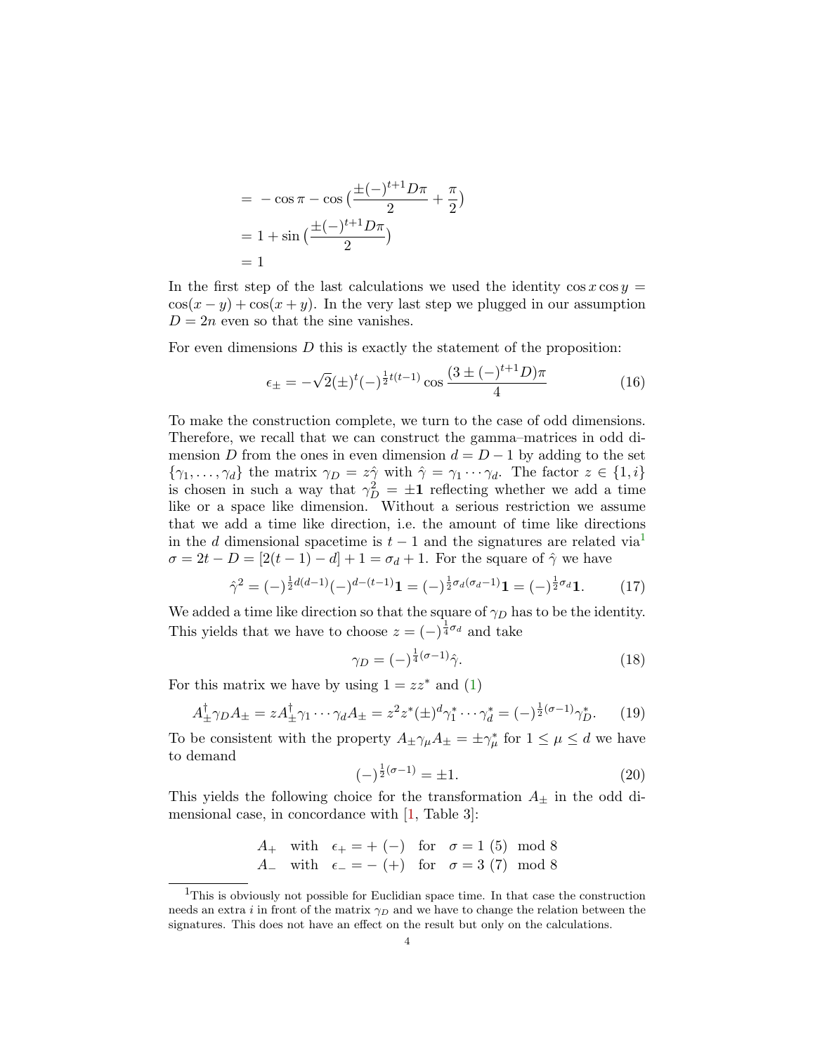$$
\begin{aligned}
&= -\cos\pi - \cos\big(\frac{\pm(-)^{t+1}D\pi}{2} + \frac{\pi}{2}\big) \\
&= 1 + \sin\big(\frac{\pm(-)^{t+1}D\pi}{2}\big) \\
&= 1
\end{aligned}
$$

In the first step of the last calculations we used the identity $\cos x \cos y = \cos(x-y) + \cos(x+y)$. In the very last step we plugged in our assumption $D = 2n$ even so that the sine vanishes.

For even dimensions $D$ this is exactly the statement of the proposition:

$$
\epsilon_\pm = -\sqrt{2}(\pm)^t(-)^{\frac{1}{2}t(t-1)} \cos\frac{(3 \pm (-)^{t+1}D)\pi}{4} \tag{16}
$$

To make the construction complete, we turn to the case of odd dimensions. Therefore, we recall that we can construct the gamma–matrices in odd dimension $D$ from the ones in even dimension $d = D-1$ by adding to the set $\{\gamma_1, \ldots, \gamma_d\}$ the matrix $\gamma_D = z\hat{\gamma}$ with $\hat{\gamma} = \gamma_1 \cdots \gamma_d$. The factor $z \in \{1, i\}$ is chosen in such a way that $\gamma_D^2 = \pm\mathbf{1}$ reflecting whether we add a time like or a space like dimension. Without a serious restriction we assume that we add a time like direction, i.e. the amount of time like directions in the $d$ dimensional spacetime is $t-1$ and the signatures are related via[1] $\sigma = 2t - D = [2(t-1) - d] + 1 = \sigma_d + 1$. For the square of $\hat{\gamma}$ we have

$$
\hat{\gamma}^2 = (-)^{\frac{1}{2}d(d-1)}(-)^{d-(t-1)}\mathbf{1} = (-)^{\frac{1}{2}\sigma_d(\sigma_d-1)}\mathbf{1} = (-)^{\frac{1}{2}\sigma_d}\mathbf{1}. \tag{17}
$$

We added a time like direction so that the square of $\gamma_D$ has to be the identity. This yields that we have to choose $z = (-)^{\frac{1}{4}\sigma_d}$ and take

$$
\gamma_D = (-)^{\frac{1}{4}(\sigma-1)}\hat{\gamma}. \tag{18}
$$

For this matrix we have by using $1 = zz^*$ and (1)

$$
A_\pm^\dagger \gamma_D A_\pm = z A_\pm^\dagger \gamma_1 \cdots \gamma_d A_\pm = z^2 z^* (\pm)^d \gamma_1^* \cdots \gamma_d^* = (-)^{\frac{1}{2}(\sigma-1)}\gamma_D^*. \tag{19}
$$

To be consistent with the property $A_\pm \gamma_\mu A_\pm = \pm\gamma_\mu^*$ for $1 \le \mu \le d$ we have to demand

$$
(-)^{\frac{1}{2}(\sigma-1)} = \pm 1. \tag{20}
$$

This yields the following choice for the transformation $A_\pm$ in the odd dimensional case, in concordance with [1, Table 3]:

| | | | | |
|---|---|---|---|---|
| $A_+$ | with | $\epsilon_+ = +\ (-)$ | for | $\sigma = 1\ (5)\ \mathrm{mod}\ 8$ |
| $A_-$ | with | $\epsilon_- = -\ (+)$ | for | $\sigma = 3\ (7)\ \mathrm{mod}\ 8$ |

[1] This is obviously not possible for Euclidian space time. In that case the construction needs an extra $i$ in front of the matrix $\gamma_D$ and we have to change the relation between the signatures. This does not have an effect on the result but only on the calculations.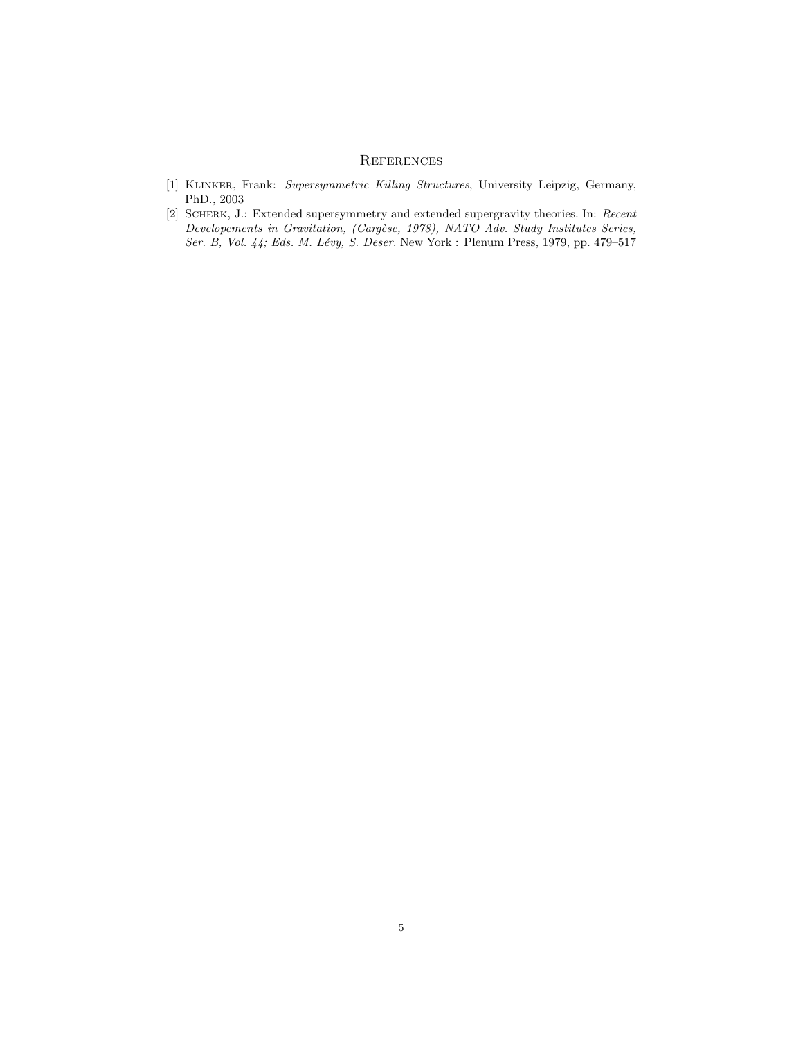# References

[1] Klinker, Frank: *Supersymmetric Killing Structures*, University Leipzig, Germany, PhD., 2003

[2] Scherk, J.: Extended supersymmetry and extended supergravity theories. In: *Recent Developements in Gravitation, (Cargèse, 1978), NATO Adv. Study Institutes Series, Ser. B, Vol. 44; Eds. M. Lévy, S. Deser*. New York : Plenum Press, 1979, pp. 479–517